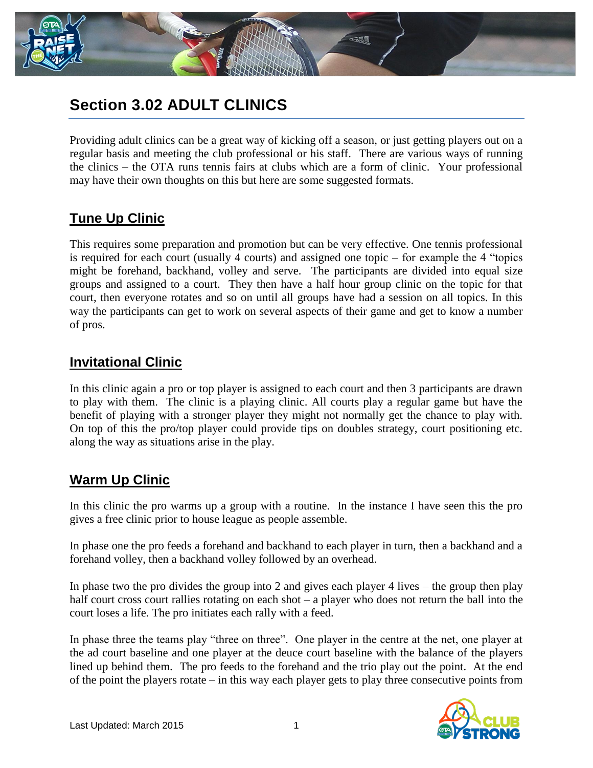# Section 3.02 ADULT CLINICS

Providing adult clinics can be a great way of kicking off a season, or just getting players out on a regular basis and meeting the club professional or his staff. There are various ways of running the clinics – the OTA runs tennis fairs at clubs which are a form of clinic. Your professional may have their own thoughts on this but here are some suggested formats.

## Tune Up Clinic

This requires some preparation and promotion but can be very effective. One tennis professional is required for each court (usually 4 courts) and assigned one topic – for example the 4 "topics might be forehand, backhand, volley and serve. The participants are divided into equal size groups and assigned to a court. They then have a half hour group clinic on the topic for that court, then everyone rotates and so on until all groups have had a session on all topics. In this way the participants can get to work on several aspects of their game and get to know a number of pros.

## Invitational Clinic

In this clinic again a pro or top player is assigned to each court and then 3 participants are drawn to play with them. The clinic is a playing clinic. All courts play a regular game but have the benefit of playing with a stronger player they might not normally get the chance to play with. On top of this the pro/top player could provide tips on doubles strategy, court positioning etc. along the way as situations arise in the play.

## Warm Up Clinic

In this clinic the pro warms up a group with a routine. In the instance I have seen this the pro gives a free clinic prior to house league as people assemble.

In phase one the pro feeds a forehand and backhand to each player in turn, then a backhand and a forehand volley, then a backhand volley followed by an overhead.

In phase two the pro divides the group into 2 and gives each player 4 lives – the group then play half court cross court rallies rotating on each shot – a player who does not return the ball into the court loses a life. The pro initiates each rally with a feed.

In phase three the teams play "three on three". One player in the centre at the net, one player at the ad court baseline and one player at the deuce court baseline with the balance of the players lined up behind them. The pro feeds to the forehand and the trio play out the point. At the end of the point the players rotate – in this way each player gets to play three consecutive points from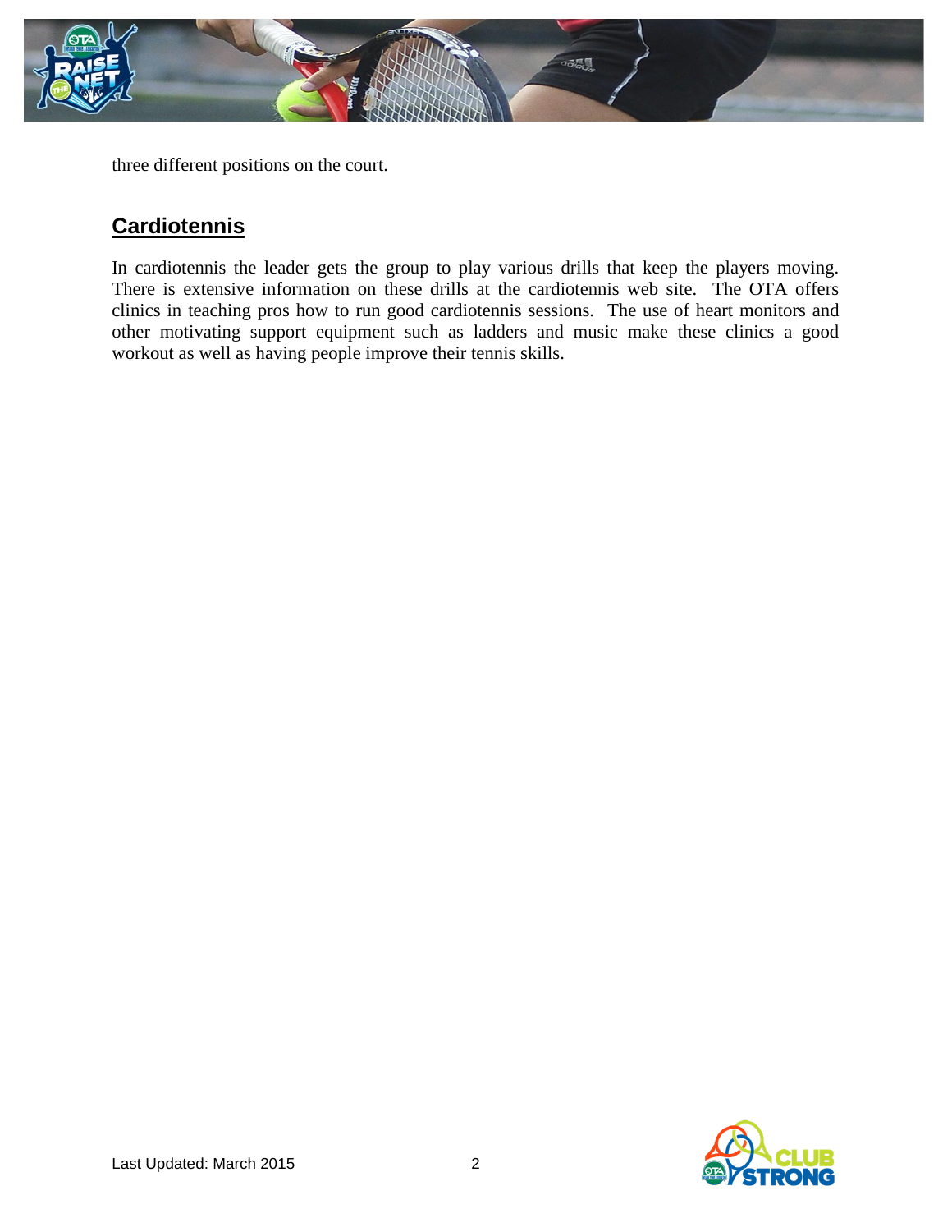three different positions on the court.

## Cardiotennis

In cardiotennis the leader gets the group to play various drills that keep the players moving. There is extensive information on these drills at the cardiotennis web site. The OTA offers clinics in teaching pros how to run good cardiotennis sessions. The use of heart monitors and other motivating support equipment such as ladders and music make these clinics a good workout as well as having people improve their tennis skills.